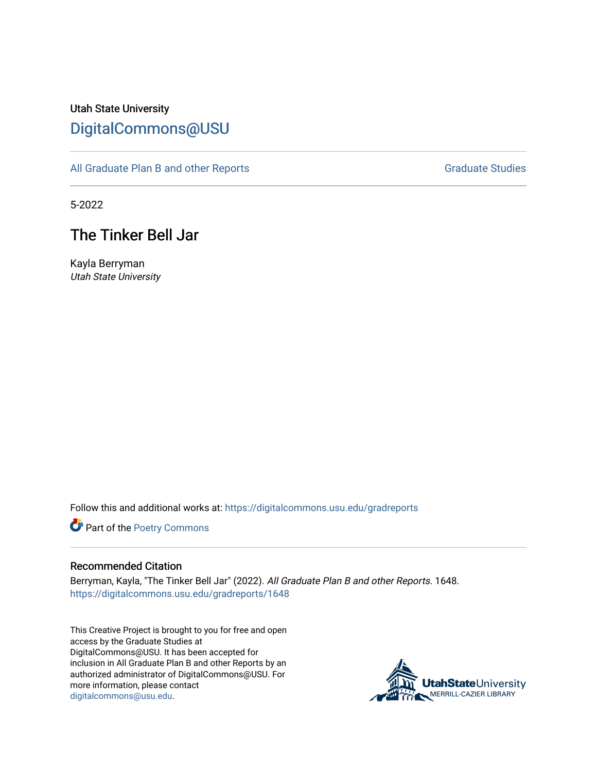Utah State University

## DigitalCommons@USU

All Graduate Plan B and other Reports | Graduate Studies

5-2022

# The Tinker Bell Jar

Kayla Berryman

*Utah State University*

Follow this and additional works at: https://digitalcommons.usu.edu/gradreports

Part of the Poetry Commons

### Recommended Citation

Berryman, Kayla, "The Tinker Bell Jar" (2022). *All Graduate Plan B and other Reports*. 1648.
https://digitalcommons.usu.edu/gradreports/1648

This Creative Project is brought to you for free and open access by the Graduate Studies at DigitalCommons@USU. It has been accepted for inclusion in All Graduate Plan B and other Reports by an authorized administrator of DigitalCommons@USU. For more information, please contact digitalcommons@usu.edu.

UtahStateUniversity
MERRILL-CAZIER LIBRARY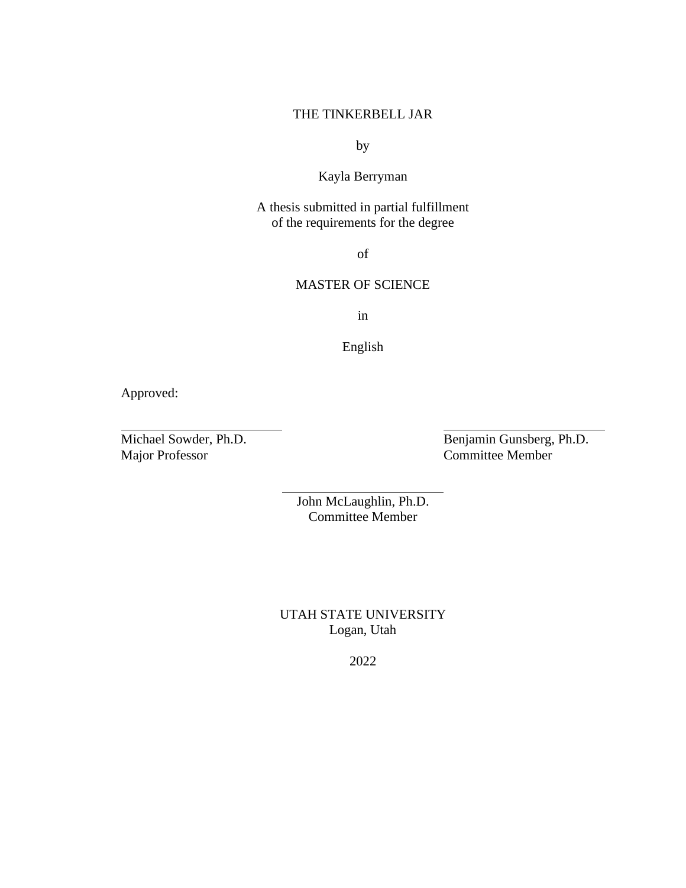THE TINKERBELL JAR

by

Kayla Berryman

A thesis submitted in partial fulfillment
of the requirements for the degree

of

MASTER OF SCIENCE

in

English

Approved:

Michael Sowder, Ph.D.
Major Professor

Benjamin Gunsberg, Ph.D.
Committee Member

John McLaughlin, Ph.D.
Committee Member

UTAH STATE UNIVERSITY
Logan, Utah

2022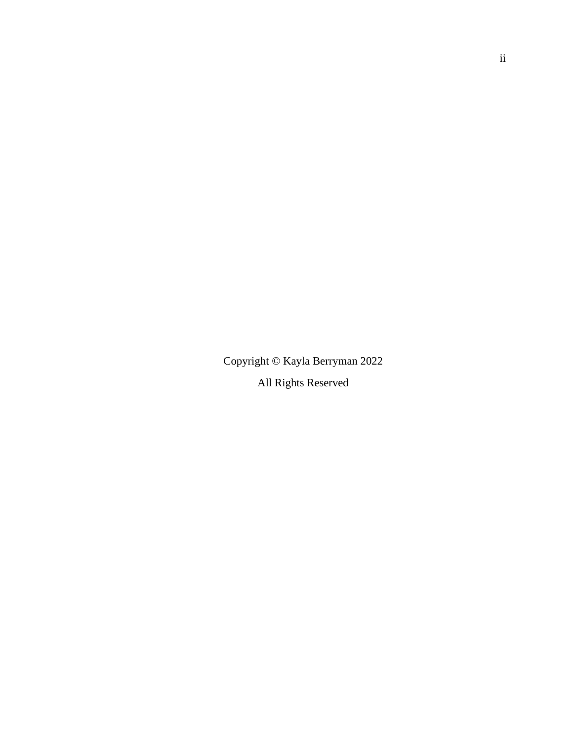Copyright © Kayla Berryman 2022

All Rights Reserved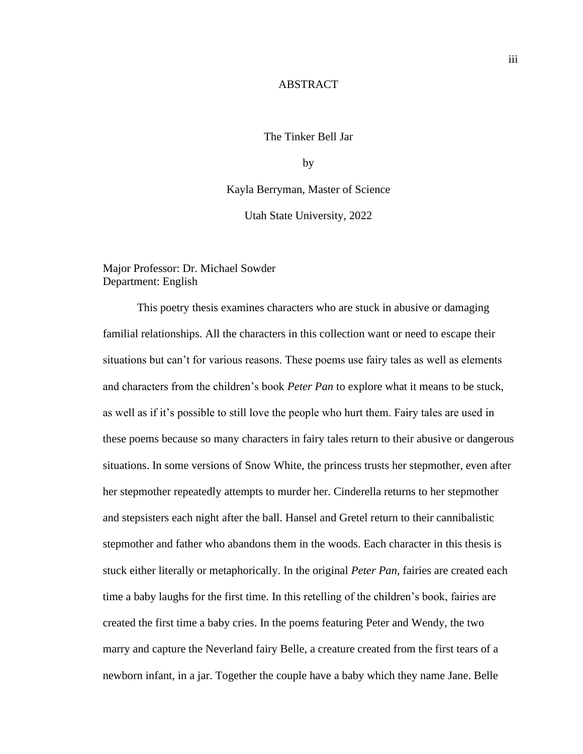# ABSTRACT

The Tinker Bell Jar

by

Kayla Berryman, Master of Science

Utah State University, 2022

Major Professor: Dr. Michael Sowder
Department: English

This poetry thesis examines characters who are stuck in abusive or damaging familial relationships. All the characters in this collection want or need to escape their situations but can't for various reasons. These poems use fairy tales as well as elements and characters from the children's book *Peter Pan* to explore what it means to be stuck, as well as if it's possible to still love the people who hurt them. Fairy tales are used in these poems because so many characters in fairy tales return to their abusive or dangerous situations. In some versions of Snow White, the princess trusts her stepmother, even after her stepmother repeatedly attempts to murder her. Cinderella returns to her stepmother and stepsisters each night after the ball. Hansel and Gretel return to their cannibalistic stepmother and father who abandons them in the woods. Each character in this thesis is stuck either literally or metaphorically. In the original *Peter Pan*, fairies are created each time a baby laughs for the first time. In this retelling of the children's book, fairies are created the first time a baby cries. In the poems featuring Peter and Wendy, the two marry and capture the Neverland fairy Belle, a creature created from the first tears of a newborn infant, in a jar. Together the couple have a baby which they name Jane. Belle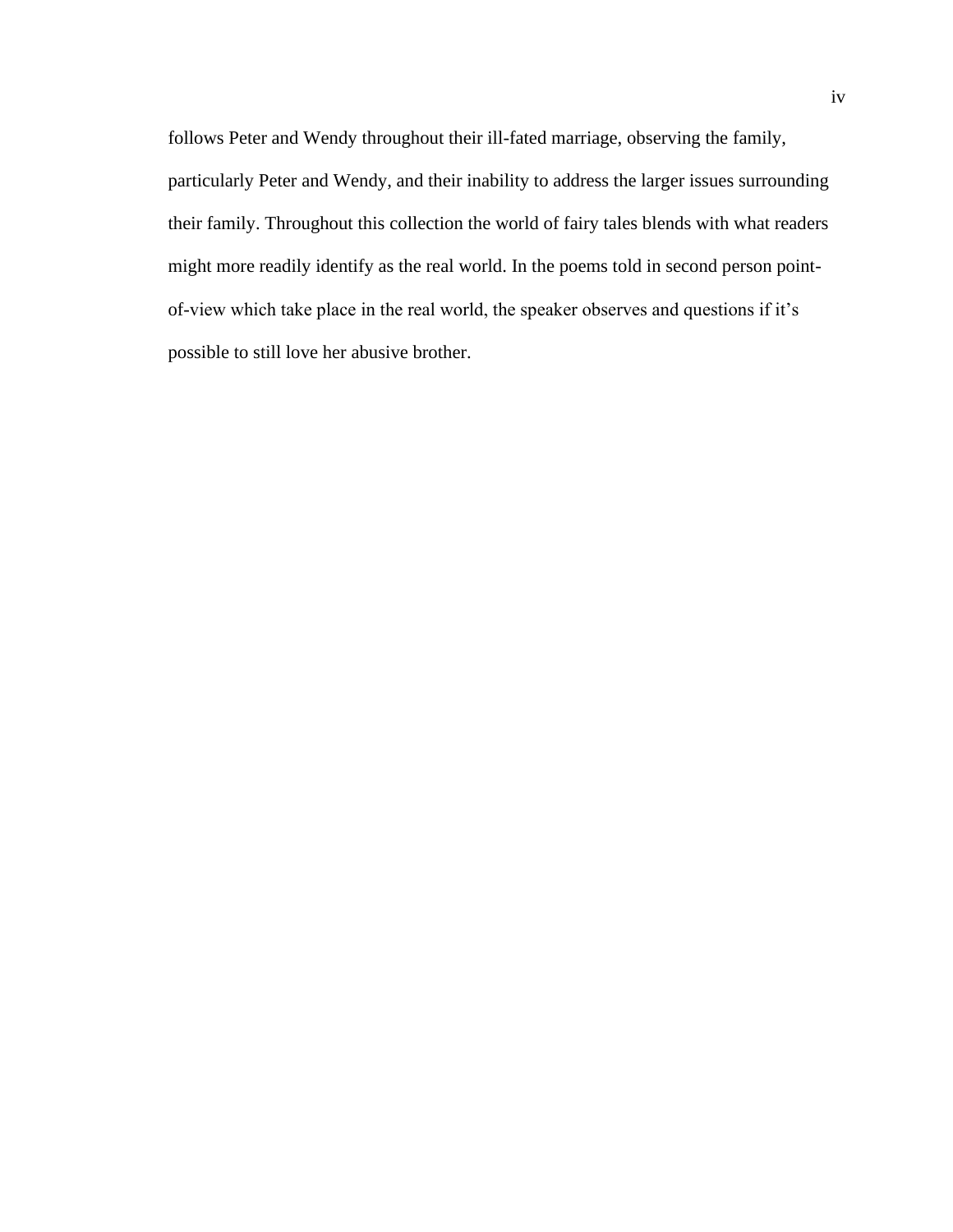follows Peter and Wendy throughout their ill-fated marriage, observing the family, particularly Peter and Wendy, and their inability to address the larger issues surrounding their family. Throughout this collection the world of fairy tales blends with what readers might more readily identify as the real world. In the poems told in second person point-of-view which take place in the real world, the speaker observes and questions if it's possible to still love her abusive brother.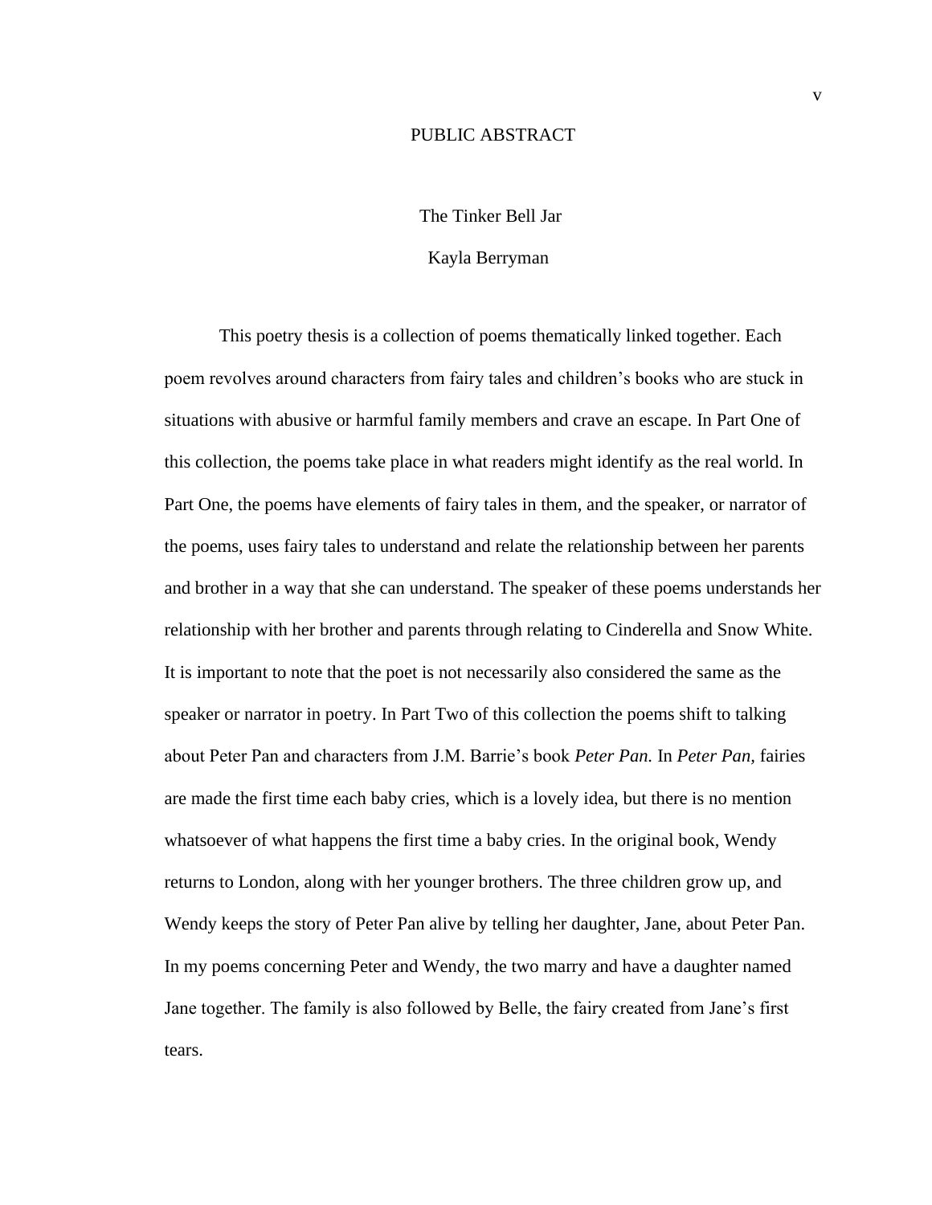# PUBLIC ABSTRACT

The Tinker Bell Jar

Kayla Berryman

This poetry thesis is a collection of poems thematically linked together. Each poem revolves around characters from fairy tales and children's books who are stuck in situations with abusive or harmful family members and crave an escape. In Part One of this collection, the poems take place in what readers might identify as the real world. In Part One, the poems have elements of fairy tales in them, and the speaker, or narrator of the poems, uses fairy tales to understand and relate the relationship between her parents and brother in a way that she can understand. The speaker of these poems understands her relationship with her brother and parents through relating to Cinderella and Snow White. It is important to note that the poet is not necessarily also considered the same as the speaker or narrator in poetry. In Part Two of this collection the poems shift to talking about Peter Pan and characters from J.M. Barrie's book *Peter Pan.* In *Peter Pan,* fairies are made the first time each baby cries, which is a lovely idea, but there is no mention whatsoever of what happens the first time a baby cries. In the original book, Wendy returns to London, along with her younger brothers. The three children grow up, and Wendy keeps the story of Peter Pan alive by telling her daughter, Jane, about Peter Pan. In my poems concerning Peter and Wendy, the two marry and have a daughter named Jane together. The family is also followed by Belle, the fairy created from Jane's first tears.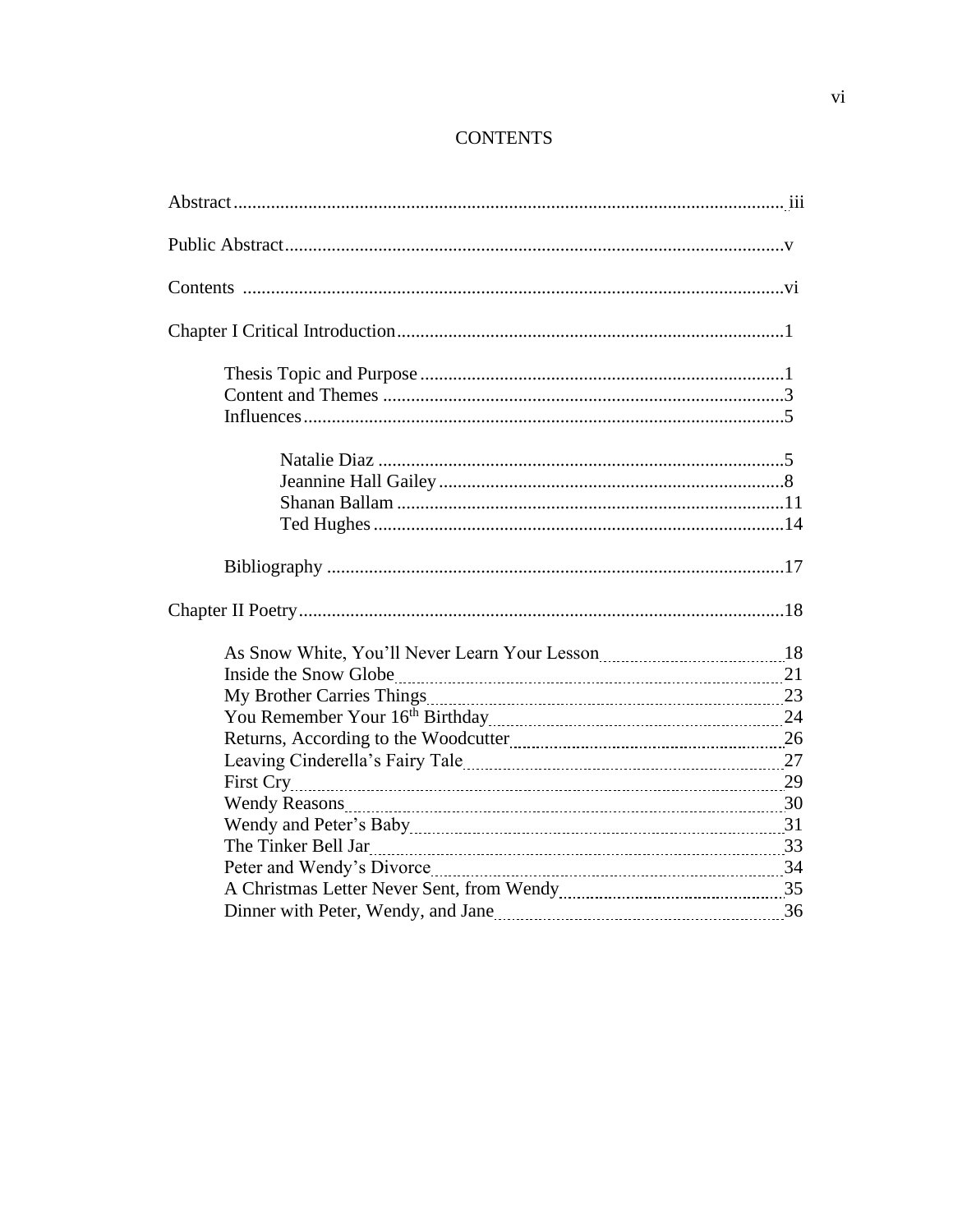# CONTENTS

Abstract ..... iii

Public Abstract ..... v

Contents ..... vi

Chapter I Critical Introduction ..... 1

- Thesis Topic and Purpose ..... 1
- Content and Themes ..... 3
- Influences ..... 5
  - Natalie Diaz ..... 5
  - Jeannine Hall Gailey ..... 8
  - Shanan Ballam ..... 11
  - Ted Hughes ..... 14
- Bibliography ..... 17

Chapter II Poetry ..... 18

- As Snow White, You'll Never Learn Your Lesson ..... 18
- Inside the Snow Globe ..... 21
- My Brother Carries Things ..... 23
- You Remember Your 16th Birthday ..... 24
- Returns, According to the Woodcutter ..... 26
- Leaving Cinderella's Fairy Tale ..... 27
- First Cry ..... 29
- Wendy Reasons ..... 30
- Wendy and Peter's Baby ..... 31
- The Tinker Bell Jar ..... 33
- Peter and Wendy's Divorce ..... 34
- A Christmas Letter Never Sent, from Wendy ..... 35
- Dinner with Peter, Wendy, and Jane ..... 36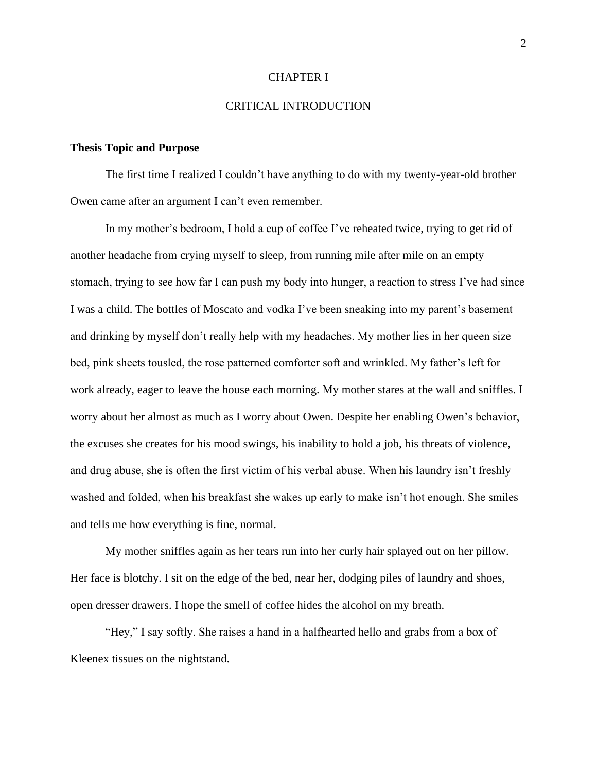# CHAPTER I

# CRITICAL INTRODUCTION

### Thesis Topic and Purpose

The first time I realized I couldn't have anything to do with my twenty-year-old brother Owen came after an argument I can't even remember.

In my mother's bedroom, I hold a cup of coffee I've reheated twice, trying to get rid of another headache from crying myself to sleep, from running mile after mile on an empty stomach, trying to see how far I can push my body into hunger, a reaction to stress I've had since I was a child. The bottles of Moscato and vodka I've been sneaking into my parent's basement and drinking by myself don't really help with my headaches. My mother lies in her queen size bed, pink sheets tousled, the rose patterned comforter soft and wrinkled. My father's left for work already, eager to leave the house each morning. My mother stares at the wall and sniffles. I worry about her almost as much as I worry about Owen. Despite her enabling Owen's behavior, the excuses she creates for his mood swings, his inability to hold a job, his threats of violence, and drug abuse, she is often the first victim of his verbal abuse. When his laundry isn't freshly washed and folded, when his breakfast she wakes up early to make isn't hot enough. She smiles and tells me how everything is fine, normal.

My mother sniffles again as her tears run into her curly hair splayed out on her pillow. Her face is blotchy. I sit on the edge of the bed, near her, dodging piles of laundry and shoes, open dresser drawers. I hope the smell of coffee hides the alcohol on my breath.

"Hey," I say softly. She raises a hand in a halfhearted hello and grabs from a box of Kleenex tissues on the nightstand.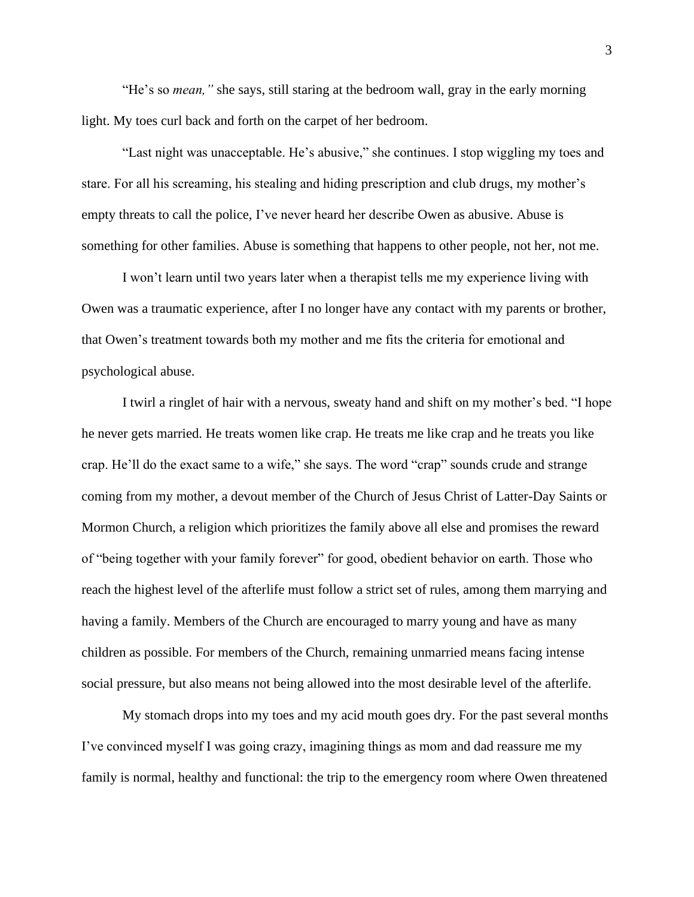"He's so *mean,"* she says, still staring at the bedroom wall, gray in the early morning light. My toes curl back and forth on the carpet of her bedroom.

"Last night was unacceptable. He's abusive," she continues. I stop wiggling my toes and stare. For all his screaming, his stealing and hiding prescription and club drugs, my mother's empty threats to call the police, I've never heard her describe Owen as abusive. Abuse is something for other families. Abuse is something that happens to other people, not her, not me.

I won't learn until two years later when a therapist tells me my experience living with Owen was a traumatic experience, after I no longer have any contact with my parents or brother, that Owen's treatment towards both my mother and me fits the criteria for emotional and psychological abuse.

I twirl a ringlet of hair with a nervous, sweaty hand and shift on my mother's bed. "I hope he never gets married. He treats women like crap. He treats me like crap and he treats you like crap. He'll do the exact same to a wife," she says. The word "crap" sounds crude and strange coming from my mother, a devout member of the Church of Jesus Christ of Latter-Day Saints or Mormon Church, a religion which prioritizes the family above all else and promises the reward of "being together with your family forever" for good, obedient behavior on earth. Those who reach the highest level of the afterlife must follow a strict set of rules, among them marrying and having a family. Members of the Church are encouraged to marry young and have as many children as possible. For members of the Church, remaining unmarried means facing intense social pressure, but also means not being allowed into the most desirable level of the afterlife.

My stomach drops into my toes and my acid mouth goes dry. For the past several months I've convinced myself I was going crazy, imagining things as mom and dad reassure me my family is normal, healthy and functional: the trip to the emergency room where Owen threatened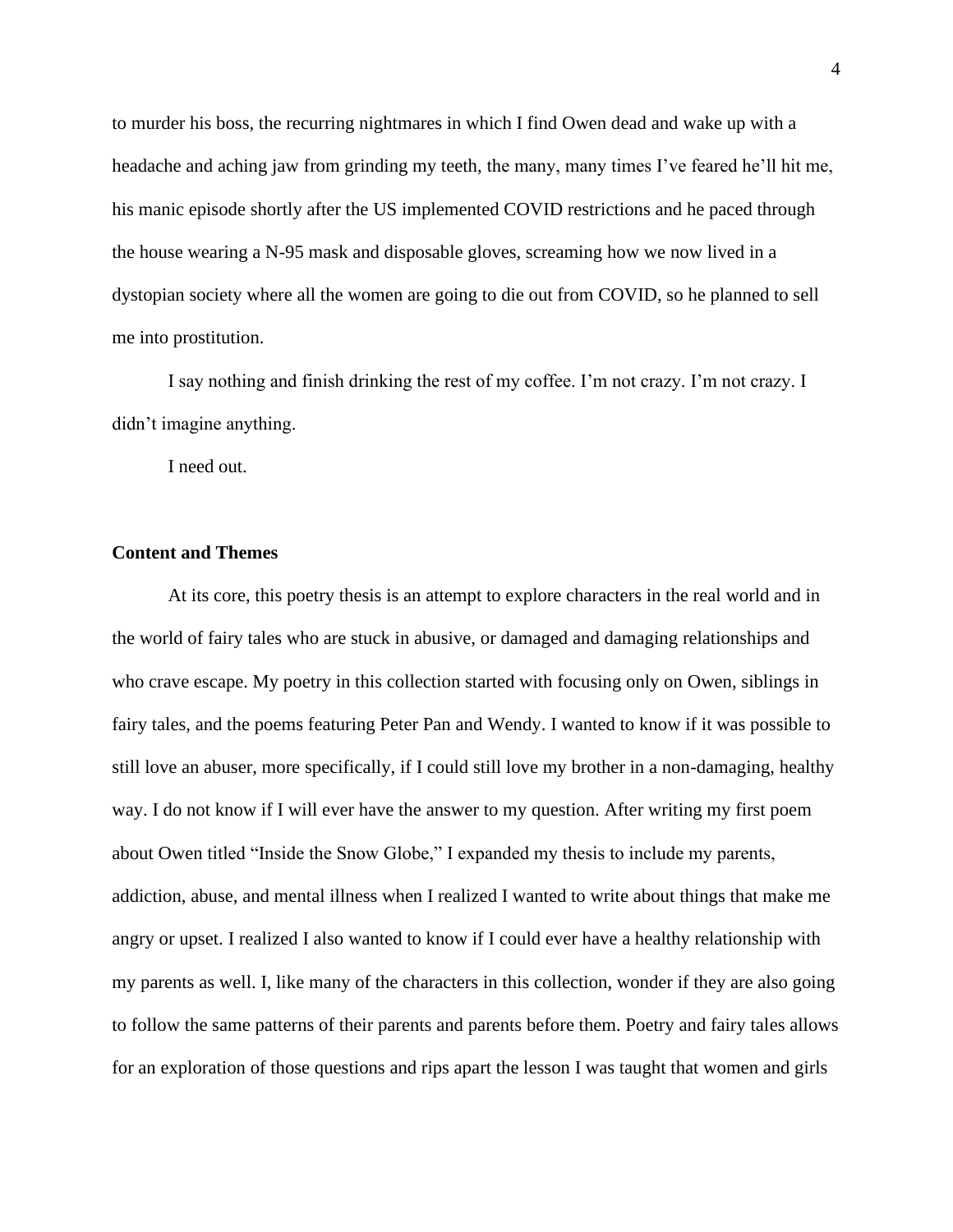to murder his boss, the recurring nightmares in which I find Owen dead and wake up with a headache and aching jaw from grinding my teeth, the many, many times I've feared he'll hit me, his manic episode shortly after the US implemented COVID restrictions and he paced through the house wearing a N-95 mask and disposable gloves, screaming how we now lived in a dystopian society where all the women are going to die out from COVID, so he planned to sell me into prostitution.

I say nothing and finish drinking the rest of my coffee. I'm not crazy. I'm not crazy. I didn't imagine anything.

I need out.

**Content and Themes**

At its core, this poetry thesis is an attempt to explore characters in the real world and in the world of fairy tales who are stuck in abusive, or damaged and damaging relationships and who crave escape. My poetry in this collection started with focusing only on Owen, siblings in fairy tales, and the poems featuring Peter Pan and Wendy. I wanted to know if it was possible to still love an abuser, more specifically, if I could still love my brother in a non-damaging, healthy way. I do not know if I will ever have the answer to my question. After writing my first poem about Owen titled "Inside the Snow Globe," I expanded my thesis to include my parents, addiction, abuse, and mental illness when I realized I wanted to write about things that make me angry or upset. I realized I also wanted to know if I could ever have a healthy relationship with my parents as well. I, like many of the characters in this collection, wonder if they are also going to follow the same patterns of their parents and parents before them. Poetry and fairy tales allows for an exploration of those questions and rips apart the lesson I was taught that women and girls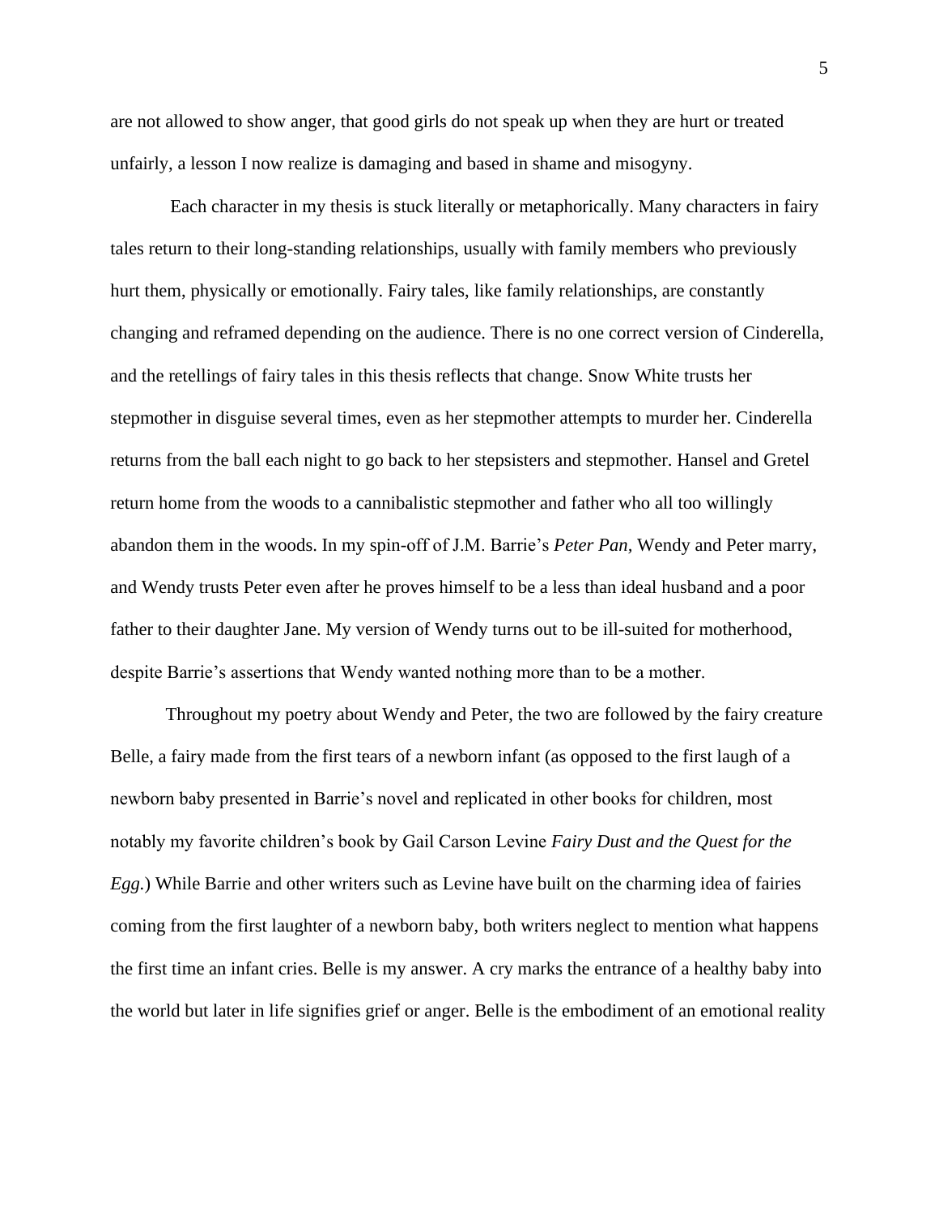are not allowed to show anger, that good girls do not speak up when they are hurt or treated unfairly, a lesson I now realize is damaging and based in shame and misogyny.

Each character in my thesis is stuck literally or metaphorically. Many characters in fairy tales return to their long-standing relationships, usually with family members who previously hurt them, physically or emotionally. Fairy tales, like family relationships, are constantly changing and reframed depending on the audience. There is no one correct version of Cinderella, and the retellings of fairy tales in this thesis reflects that change. Snow White trusts her stepmother in disguise several times, even as her stepmother attempts to murder her. Cinderella returns from the ball each night to go back to her stepsisters and stepmother. Hansel and Gretel return home from the woods to a cannibalistic stepmother and father who all too willingly abandon them in the woods. In my spin-off of J.M. Barrie's *Peter Pan*, Wendy and Peter marry, and Wendy trusts Peter even after he proves himself to be a less than ideal husband and a poor father to their daughter Jane. My version of Wendy turns out to be ill-suited for motherhood, despite Barrie's assertions that Wendy wanted nothing more than to be a mother.

Throughout my poetry about Wendy and Peter, the two are followed by the fairy creature Belle, a fairy made from the first tears of a newborn infant (as opposed to the first laugh of a newborn baby presented in Barrie's novel and replicated in other books for children, most notably my favorite children's book by Gail Carson Levine *Fairy Dust and the Quest for the Egg.*) While Barrie and other writers such as Levine have built on the charming idea of fairies coming from the first laughter of a newborn baby, both writers neglect to mention what happens the first time an infant cries. Belle is my answer. A cry marks the entrance of a healthy baby into the world but later in life signifies grief or anger. Belle is the embodiment of an emotional reality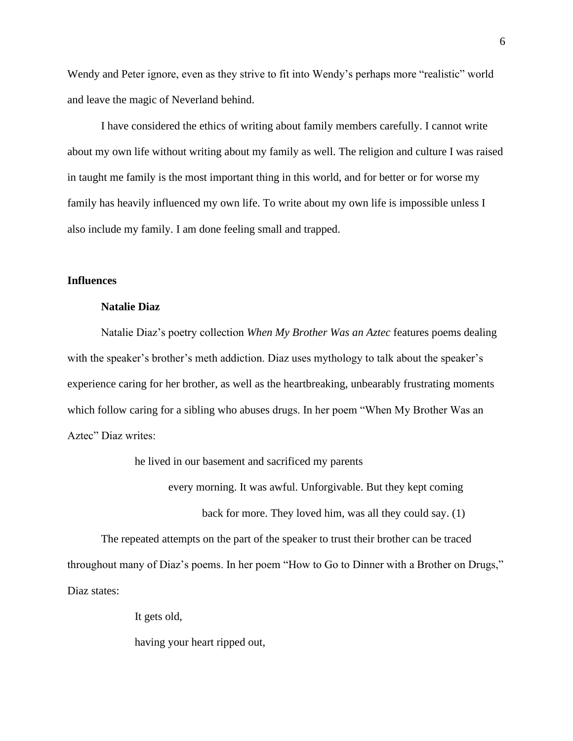Wendy and Peter ignore, even as they strive to fit into Wendy's perhaps more "realistic" world and leave the magic of Neverland behind.

I have considered the ethics of writing about family members carefully. I cannot write about my own life without writing about my family as well. The religion and culture I was raised in taught me family is the most important thing in this world, and for better or for worse my family has heavily influenced my own life. To write about my own life is impossible unless I also include my family. I am done feeling small and trapped.

## Influences

### Natalie Diaz

Natalie Diaz's poetry collection *When My Brother Was an Aztec* features poems dealing with the speaker's brother's meth addiction. Diaz uses mythology to talk about the speaker's experience caring for her brother, as well as the heartbreaking, unbearably frustrating moments which follow caring for a sibling who abuses drugs. In her poem "When My Brother Was an Aztec" Diaz writes:

> he lived in our basement and sacrificed my parents
>
> every morning. It was awful. Unforgivable. But they kept coming
>
> back for more. They loved him, was all they could say. (1)

The repeated attempts on the part of the speaker to trust their brother can be traced throughout many of Diaz's poems. In her poem "How to Go to Dinner with a Brother on Drugs," Diaz states:

> It gets old,
>
> having your heart ripped out,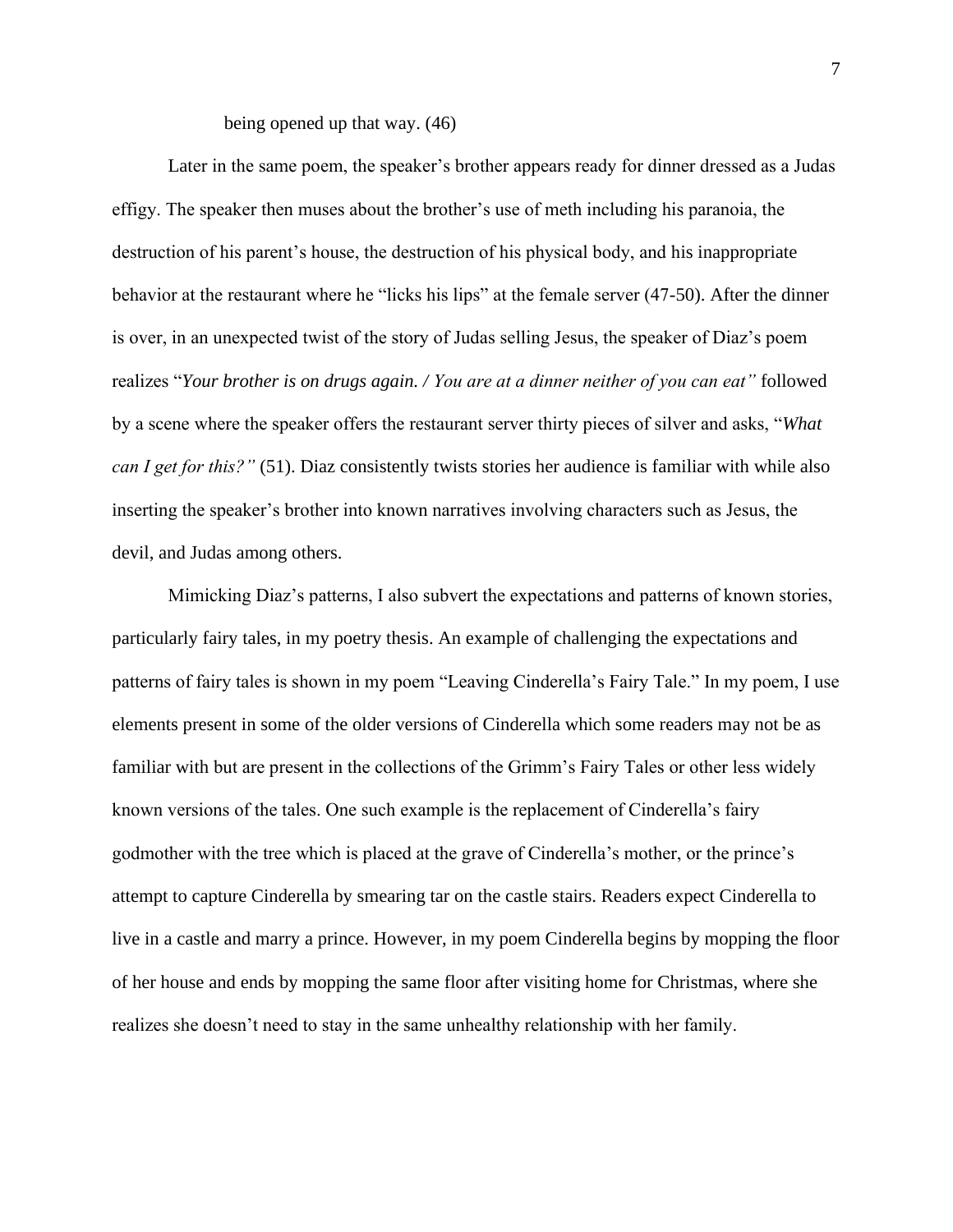being opened up that way. (46)

Later in the same poem, the speaker's brother appears ready for dinner dressed as a Judas effigy. The speaker then muses about the brother's use of meth including his paranoia, the destruction of his parent's house, the destruction of his physical body, and his inappropriate behavior at the restaurant where he "licks his lips" at the female server (47-50). After the dinner is over, in an unexpected twist of the story of Judas selling Jesus, the speaker of Diaz's poem realizes "*Your brother is on drugs again. / You are at a dinner neither of you can eat"* followed by a scene where the speaker offers the restaurant server thirty pieces of silver and asks, "*What can I get for this?"* (51). Diaz consistently twists stories her audience is familiar with while also inserting the speaker's brother into known narratives involving characters such as Jesus, the devil, and Judas among others.

Mimicking Diaz's patterns, I also subvert the expectations and patterns of known stories, particularly fairy tales, in my poetry thesis. An example of challenging the expectations and patterns of fairy tales is shown in my poem "Leaving Cinderella's Fairy Tale." In my poem, I use elements present in some of the older versions of Cinderella which some readers may not be as familiar with but are present in the collections of the Grimm's Fairy Tales or other less widely known versions of the tales. One such example is the replacement of Cinderella's fairy godmother with the tree which is placed at the grave of Cinderella's mother, or the prince's attempt to capture Cinderella by smearing tar on the castle stairs. Readers expect Cinderella to live in a castle and marry a prince. However, in my poem Cinderella begins by mopping the floor of her house and ends by mopping the same floor after visiting home for Christmas, where she realizes she doesn't need to stay in the same unhealthy relationship with her family.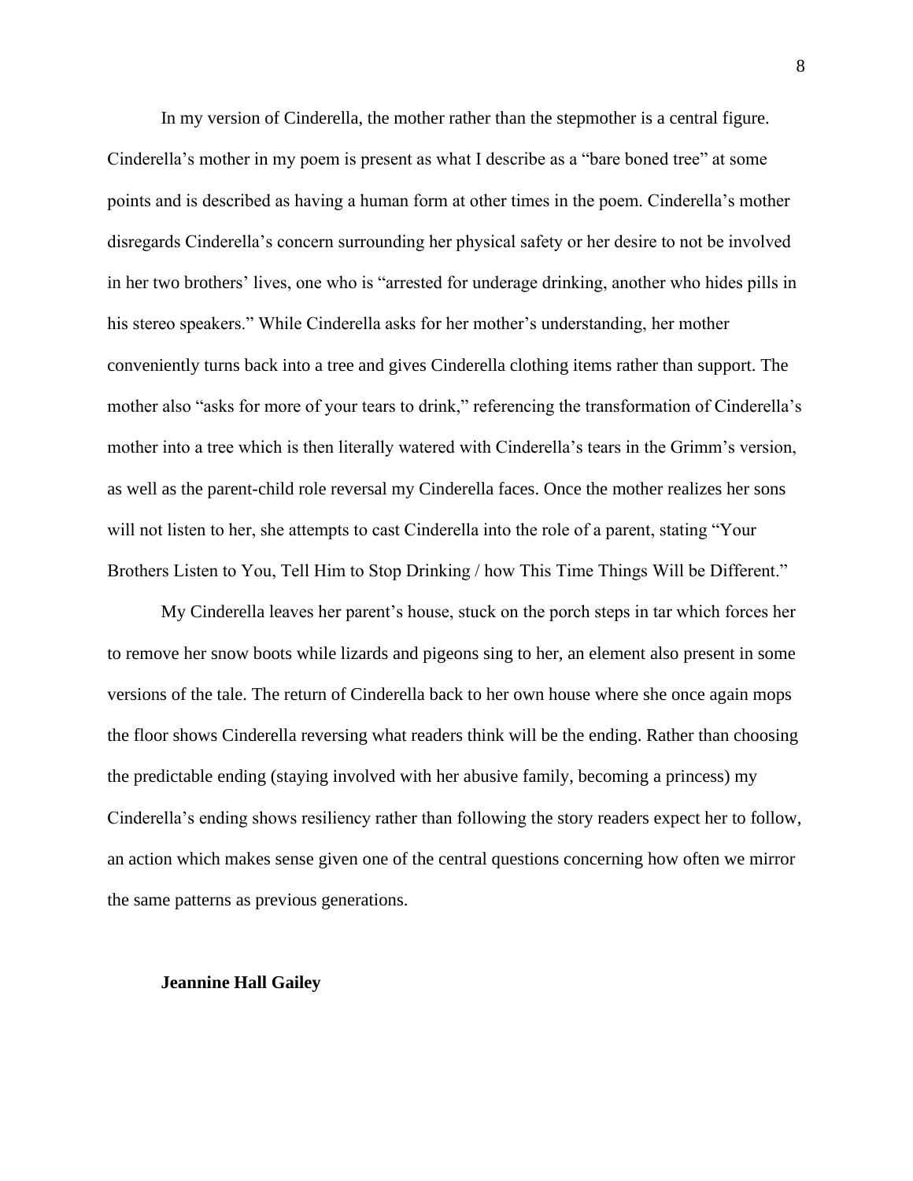In my version of Cinderella, the mother rather than the stepmother is a central figure. Cinderella's mother in my poem is present as what I describe as a "bare boned tree" at some points and is described as having a human form at other times in the poem. Cinderella's mother disregards Cinderella's concern surrounding her physical safety or her desire to not be involved in her two brothers' lives, one who is "arrested for underage drinking, another who hides pills in his stereo speakers." While Cinderella asks for her mother's understanding, her mother conveniently turns back into a tree and gives Cinderella clothing items rather than support. The mother also "asks for more of your tears to drink," referencing the transformation of Cinderella's mother into a tree which is then literally watered with Cinderella's tears in the Grimm's version, as well as the parent-child role reversal my Cinderella faces. Once the mother realizes her sons will not listen to her, she attempts to cast Cinderella into the role of a parent, stating "Your Brothers Listen to You, Tell Him to Stop Drinking / how This Time Things Will be Different."

My Cinderella leaves her parent's house, stuck on the porch steps in tar which forces her to remove her snow boots while lizards and pigeons sing to her, an element also present in some versions of the tale. The return of Cinderella back to her own house where she once again mops the floor shows Cinderella reversing what readers think will be the ending. Rather than choosing the predictable ending (staying involved with her abusive family, becoming a princess) my Cinderella's ending shows resiliency rather than following the story readers expect her to follow, an action which makes sense given one of the central questions concerning how often we mirror the same patterns as previous generations.

**Jeannine Hall Gailey**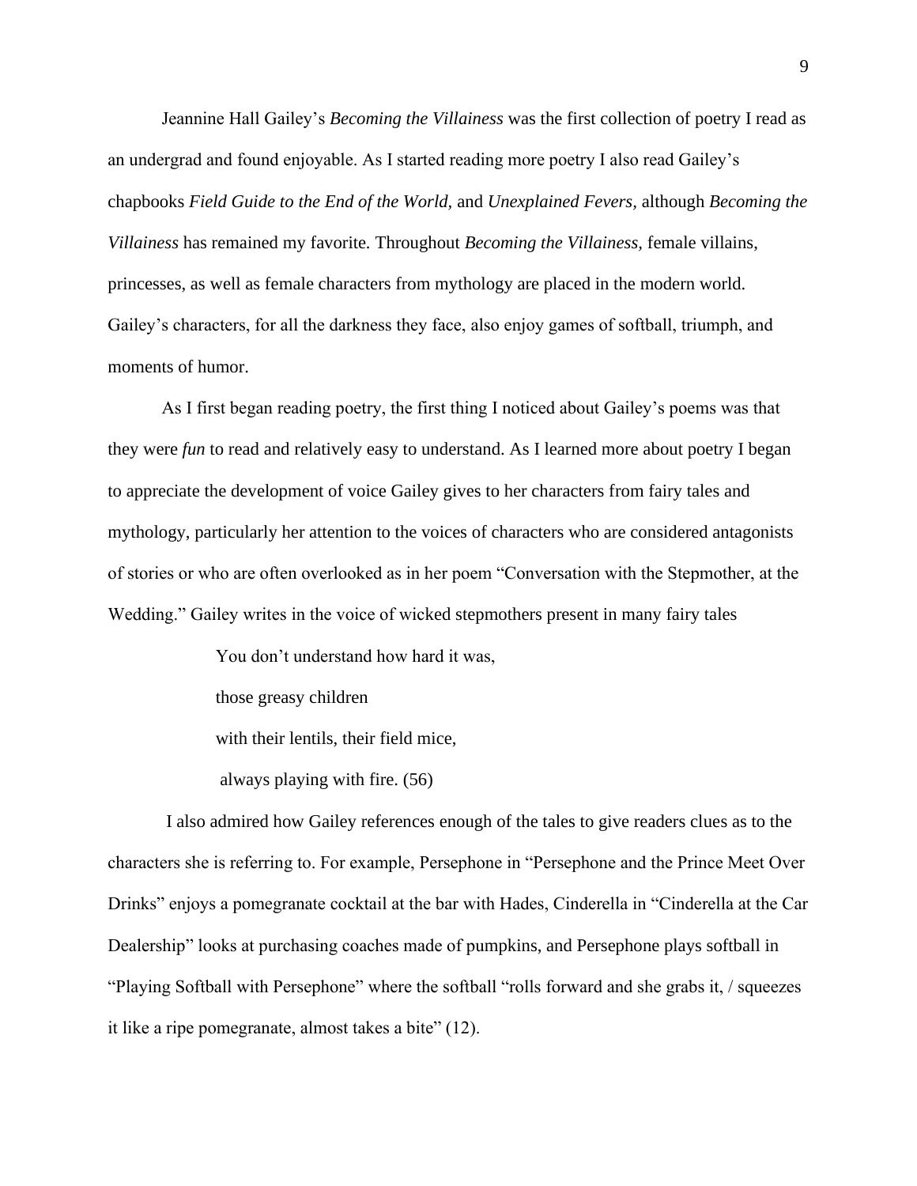Jeannine Hall Gailey's *Becoming the Villainess* was the first collection of poetry I read as an undergrad and found enjoyable. As I started reading more poetry I also read Gailey's chapbooks *Field Guide to the End of the World,* and *Unexplained Fevers,* although *Becoming the Villainess* has remained my favorite. Throughout *Becoming the Villainess,* female villains, princesses, as well as female characters from mythology are placed in the modern world. Gailey's characters, for all the darkness they face, also enjoy games of softball, triumph, and moments of humor.

As I first began reading poetry, the first thing I noticed about Gailey's poems was that they were *fun* to read and relatively easy to understand. As I learned more about poetry I began to appreciate the development of voice Gailey gives to her characters from fairy tales and mythology, particularly her attention to the voices of characters who are considered antagonists of stories or who are often overlooked as in her poem "Conversation with the Stepmother, at the Wedding." Gailey writes in the voice of wicked stepmothers present in many fairy tales

> You don't understand how hard it was,
>
> those greasy children
>
> with their lentils, their field mice,
>
> always playing with fire. (56)

I also admired how Gailey references enough of the tales to give readers clues as to the characters she is referring to. For example, Persephone in "Persephone and the Prince Meet Over Drinks" enjoys a pomegranate cocktail at the bar with Hades, Cinderella in "Cinderella at the Car Dealership" looks at purchasing coaches made of pumpkins, and Persephone plays softball in "Playing Softball with Persephone" where the softball "rolls forward and she grabs it, / squeezes it like a ripe pomegranate, almost takes a bite" (12).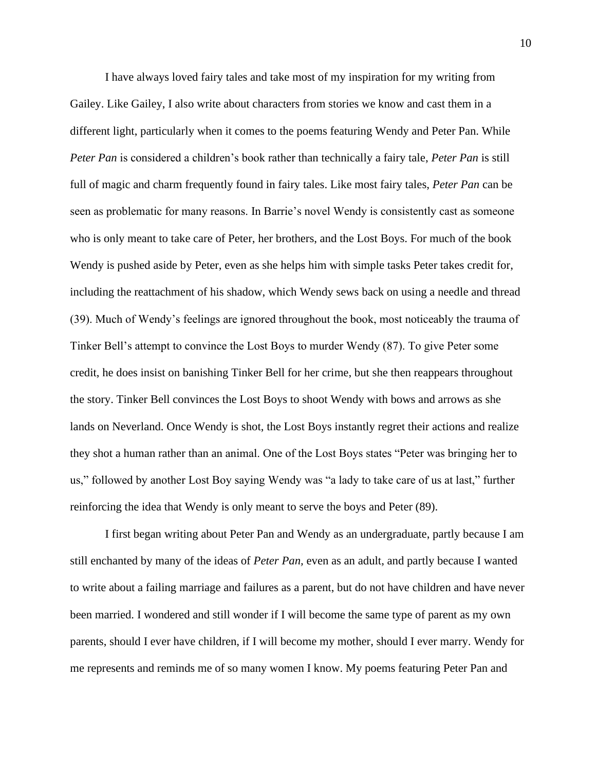I have always loved fairy tales and take most of my inspiration for my writing from Gailey. Like Gailey, I also write about characters from stories we know and cast them in a different light, particularly when it comes to the poems featuring Wendy and Peter Pan. While *Peter Pan* is considered a children's book rather than technically a fairy tale, *Peter Pan* is still full of magic and charm frequently found in fairy tales. Like most fairy tales, *Peter Pan* can be seen as problematic for many reasons. In Barrie's novel Wendy is consistently cast as someone who is only meant to take care of Peter, her brothers, and the Lost Boys. For much of the book Wendy is pushed aside by Peter, even as she helps him with simple tasks Peter takes credit for, including the reattachment of his shadow, which Wendy sews back on using a needle and thread (39). Much of Wendy's feelings are ignored throughout the book, most noticeably the trauma of Tinker Bell's attempt to convince the Lost Boys to murder Wendy (87). To give Peter some credit, he does insist on banishing Tinker Bell for her crime, but she then reappears throughout the story. Tinker Bell convinces the Lost Boys to shoot Wendy with bows and arrows as she lands on Neverland. Once Wendy is shot, the Lost Boys instantly regret their actions and realize they shot a human rather than an animal. One of the Lost Boys states "Peter was bringing her to us," followed by another Lost Boy saying Wendy was "a lady to take care of us at last," further reinforcing the idea that Wendy is only meant to serve the boys and Peter (89).

I first began writing about Peter Pan and Wendy as an undergraduate, partly because I am still enchanted by many of the ideas of *Peter Pan*, even as an adult, and partly because I wanted to write about a failing marriage and failures as a parent, but do not have children and have never been married. I wondered and still wonder if I will become the same type of parent as my own parents, should I ever have children, if I will become my mother, should I ever marry. Wendy for me represents and reminds me of so many women I know. My poems featuring Peter Pan and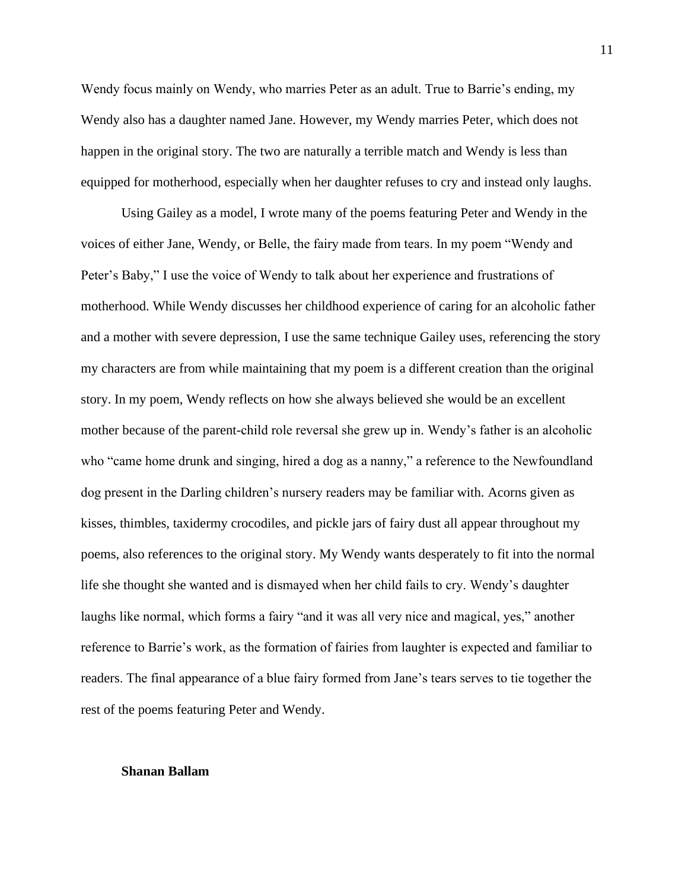Wendy focus mainly on Wendy, who marries Peter as an adult. True to Barrie's ending, my Wendy also has a daughter named Jane. However, my Wendy marries Peter, which does not happen in the original story. The two are naturally a terrible match and Wendy is less than equipped for motherhood, especially when her daughter refuses to cry and instead only laughs.

Using Gailey as a model, I wrote many of the poems featuring Peter and Wendy in the voices of either Jane, Wendy, or Belle, the fairy made from tears. In my poem "Wendy and Peter's Baby," I use the voice of Wendy to talk about her experience and frustrations of motherhood. While Wendy discusses her childhood experience of caring for an alcoholic father and a mother with severe depression, I use the same technique Gailey uses, referencing the story my characters are from while maintaining that my poem is a different creation than the original story. In my poem, Wendy reflects on how she always believed she would be an excellent mother because of the parent-child role reversal she grew up in. Wendy's father is an alcoholic who "came home drunk and singing, hired a dog as a nanny," a reference to the Newfoundland dog present in the Darling children's nursery readers may be familiar with. Acorns given as kisses, thimbles, taxidermy crocodiles, and pickle jars of fairy dust all appear throughout my poems, also references to the original story. My Wendy wants desperately to fit into the normal life she thought she wanted and is dismayed when her child fails to cry. Wendy's daughter laughs like normal, which forms a fairy "and it was all very nice and magical, yes," another reference to Barrie's work, as the formation of fairies from laughter is expected and familiar to readers. The final appearance of a blue fairy formed from Jane's tears serves to tie together the rest of the poems featuring Peter and Wendy.

**Shanan Ballam**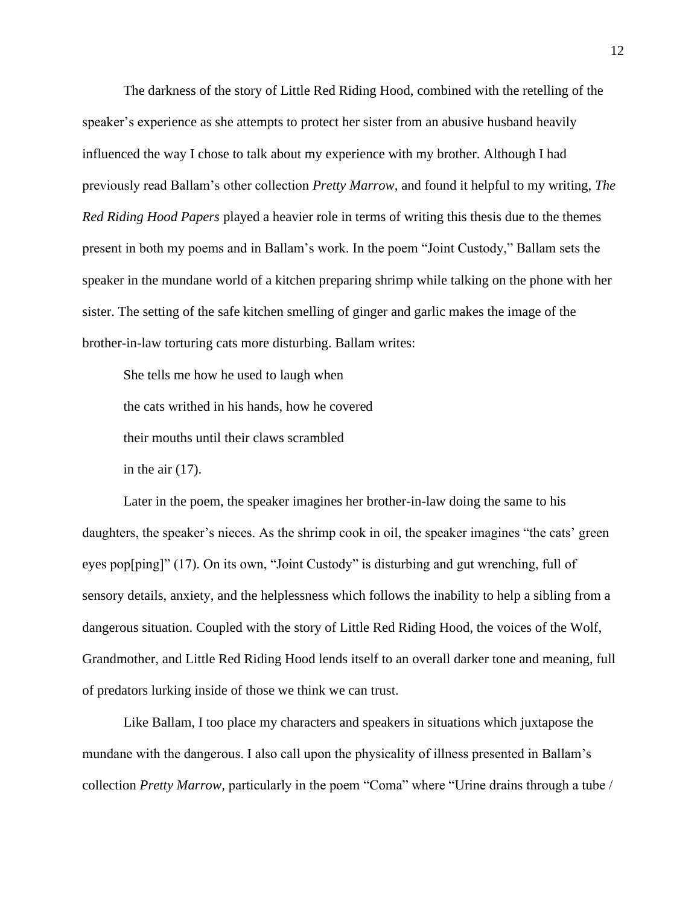The darkness of the story of Little Red Riding Hood, combined with the retelling of the speaker's experience as she attempts to protect her sister from an abusive husband heavily influenced the way I chose to talk about my experience with my brother. Although I had previously read Ballam's other collection *Pretty Marrow,* and found it helpful to my writing, *The Red Riding Hood Papers* played a heavier role in terms of writing this thesis due to the themes present in both my poems and in Ballam's work. In the poem "Joint Custody," Ballam sets the speaker in the mundane world of a kitchen preparing shrimp while talking on the phone with her sister. The setting of the safe kitchen smelling of ginger and garlic makes the image of the brother-in-law torturing cats more disturbing. Ballam writes:

> She tells me how he used to laugh when
>
> the cats writhed in his hands, how he covered
>
> their mouths until their claws scrambled
>
> in the air (17).

Later in the poem, the speaker imagines her brother-in-law doing the same to his daughters, the speaker's nieces. As the shrimp cook in oil, the speaker imagines "the cats' green eyes pop[ping]" (17). On its own, "Joint Custody" is disturbing and gut wrenching, full of sensory details, anxiety, and the helplessness which follows the inability to help a sibling from a dangerous situation. Coupled with the story of Little Red Riding Hood, the voices of the Wolf, Grandmother, and Little Red Riding Hood lends itself to an overall darker tone and meaning, full of predators lurking inside of those we think we can trust.

Like Ballam, I too place my characters and speakers in situations which juxtapose the mundane with the dangerous. I also call upon the physicality of illness presented in Ballam's collection *Pretty Marrow,* particularly in the poem "Coma" where "Urine drains through a tube /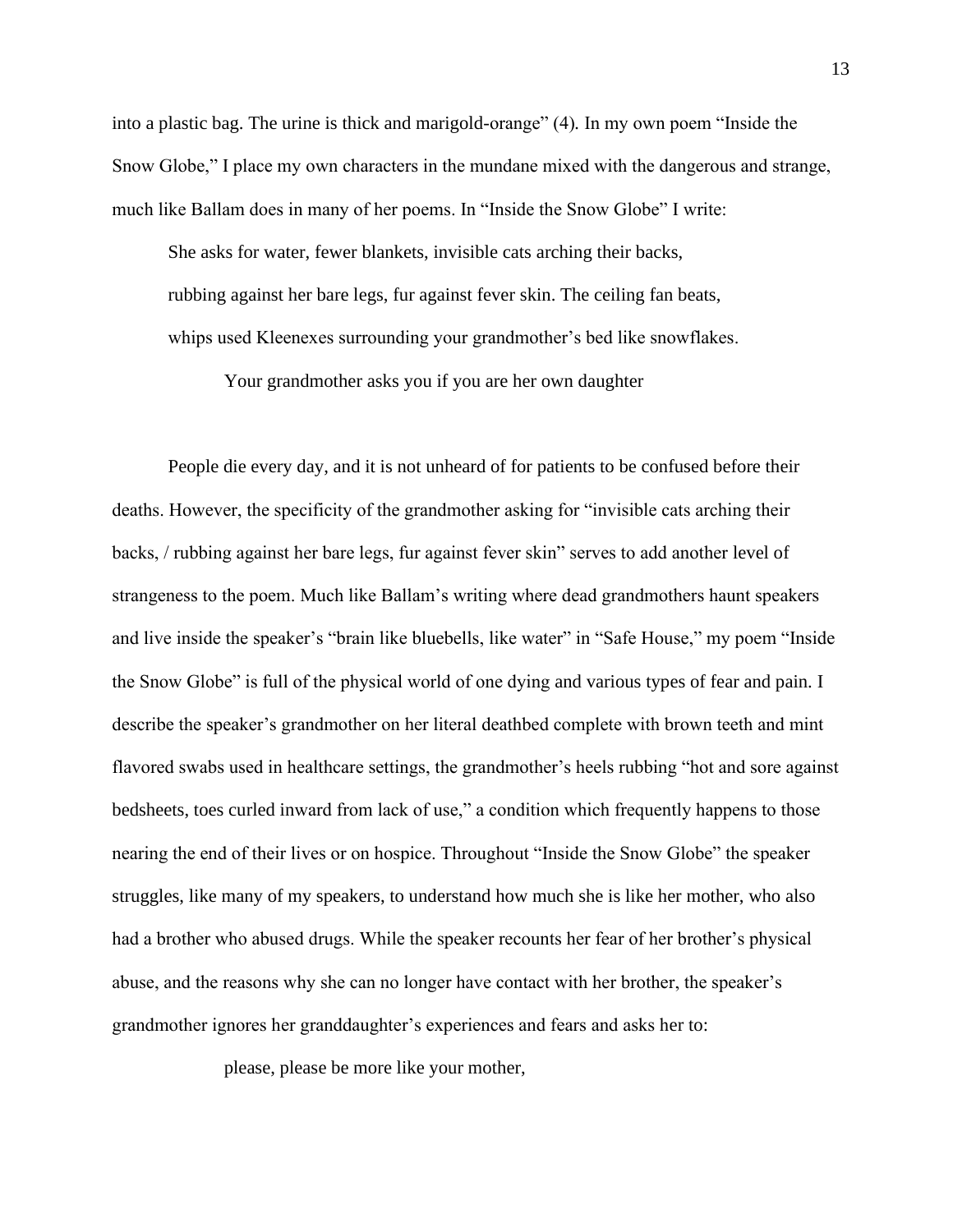into a plastic bag. The urine is thick and marigold-orange" (4). In my own poem "Inside the Snow Globe," I place my own characters in the mundane mixed with the dangerous and strange, much like Ballam does in many of her poems. In "Inside the Snow Globe" I write:

> She asks for water, fewer blankets, invisible cats arching their backs,
> rubbing against her bare legs, fur against fever skin. The ceiling fan beats,
> whips used Kleenexes surrounding your grandmother's bed like snowflakes.
>
> Your grandmother asks you if you are her own daughter

People die every day, and it is not unheard of for patients to be confused before their deaths. However, the specificity of the grandmother asking for "invisible cats arching their backs, / rubbing against her bare legs, fur against fever skin" serves to add another level of strangeness to the poem. Much like Ballam's writing where dead grandmothers haunt speakers and live inside the speaker's "brain like bluebells, like water" in "Safe House," my poem "Inside the Snow Globe" is full of the physical world of one dying and various types of fear and pain. I describe the speaker's grandmother on her literal deathbed complete with brown teeth and mint flavored swabs used in healthcare settings, the grandmother's heels rubbing "hot and sore against bedsheets, toes curled inward from lack of use," a condition which frequently happens to those nearing the end of their lives or on hospice. Throughout "Inside the Snow Globe" the speaker struggles, like many of my speakers, to understand how much she is like her mother, who also had a brother who abused drugs. While the speaker recounts her fear of her brother's physical abuse, and the reasons why she can no longer have contact with her brother, the speaker's grandmother ignores her granddaughter's experiences and fears and asks her to:

> please, please be more like your mother,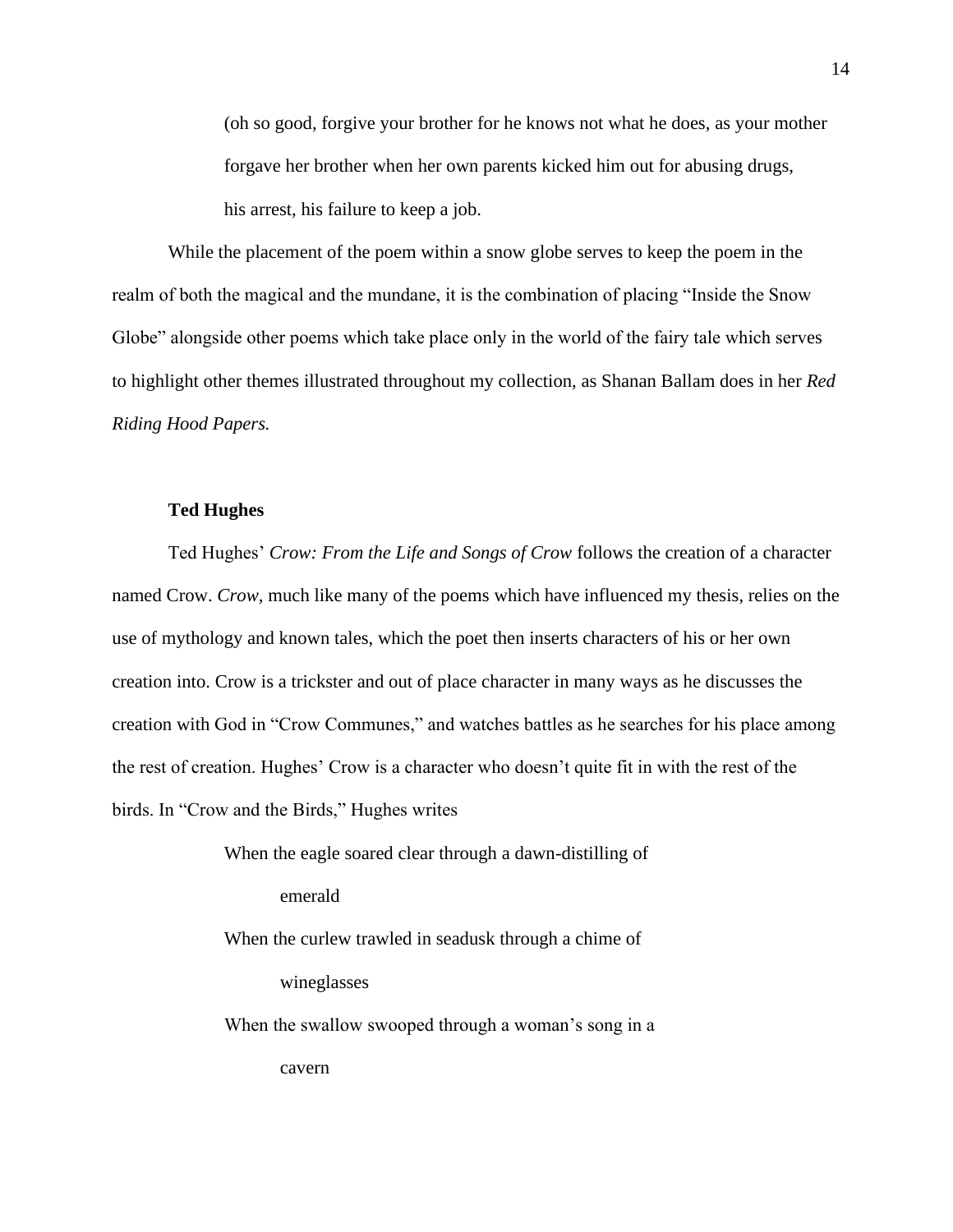(oh so good, forgive your brother for he knows not what he does, as your mother
forgave her brother when her own parents kicked him out for abusing drugs,
his arrest, his failure to keep a job.

While the placement of the poem within a snow globe serves to keep the poem in the realm of both the magical and the mundane, it is the combination of placing "Inside the Snow Globe" alongside other poems which take place only in the world of the fairy tale which serves to highlight other themes illustrated throughout my collection, as Shanan Ballam does in her *Red Riding Hood Papers.*

**Ted Hughes**

Ted Hughes' *Crow: From the Life and Songs of Crow* follows the creation of a character named Crow. *Crow,* much like many of the poems which have influenced my thesis, relies on the use of mythology and known tales, which the poet then inserts characters of his or her own creation into. Crow is a trickster and out of place character in many ways as he discusses the creation with God in "Crow Communes," and watches battles as he searches for his place among the rest of creation. Hughes' Crow is a character who doesn't quite fit in with the rest of the birds. In "Crow and the Birds," Hughes writes

When the eagle soared clear through a dawn-distilling of
    emerald
When the curlew trawled in seadusk through a chime of
    wineglasses
When the swallow swooped through a woman's song in a
    cavern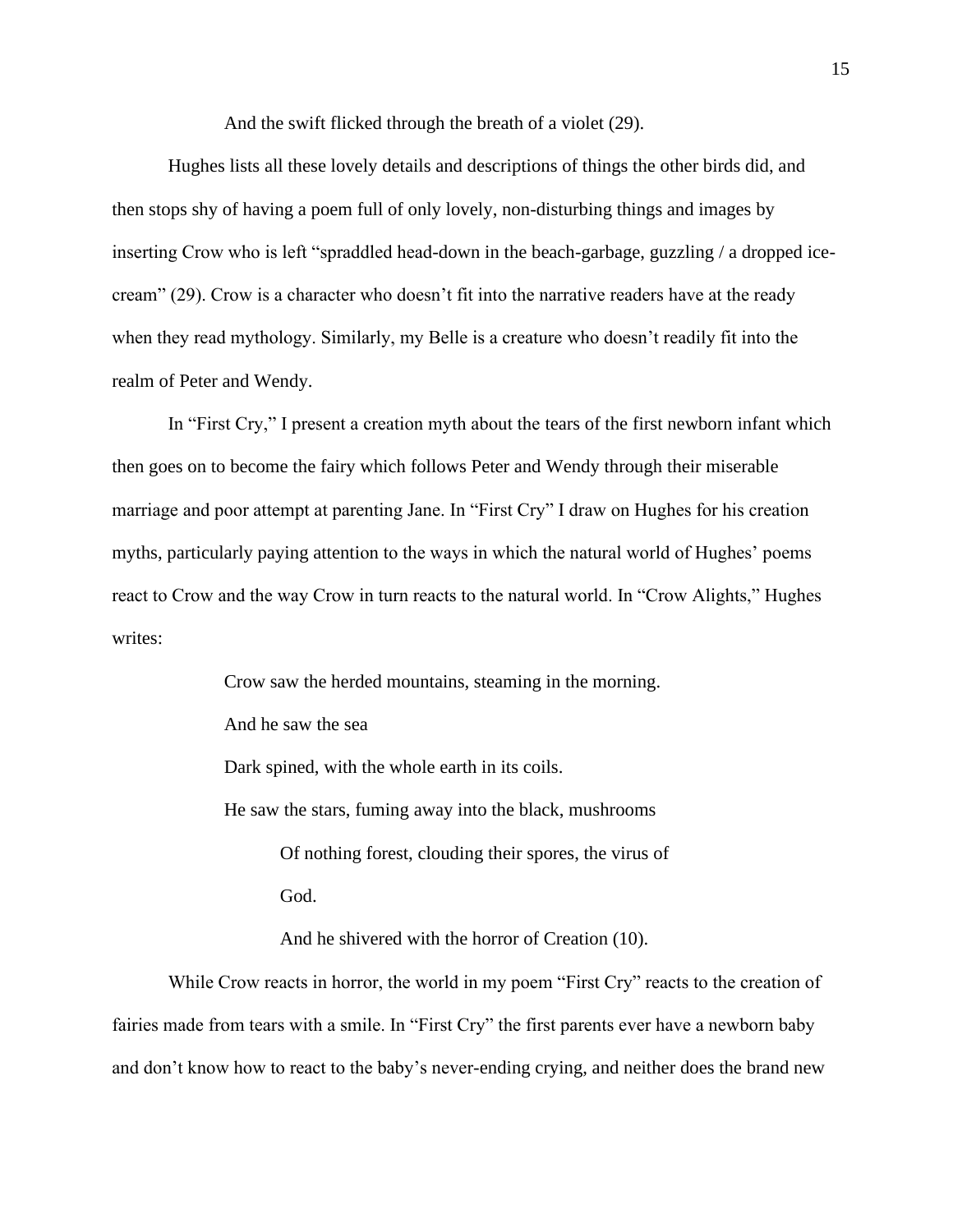And the swift flicked through the breath of a violet (29).

Hughes lists all these lovely details and descriptions of things the other birds did, and then stops shy of having a poem full of only lovely, non-disturbing things and images by inserting Crow who is left "spraddled head-down in the beach-garbage, guzzling / a dropped ice-cream" (29). Crow is a character who doesn't fit into the narrative readers have at the ready when they read mythology. Similarly, my Belle is a creature who doesn't readily fit into the realm of Peter and Wendy.

In "First Cry," I present a creation myth about the tears of the first newborn infant which then goes on to become the fairy which follows Peter and Wendy through their miserable marriage and poor attempt at parenting Jane. In "First Cry" I draw on Hughes for his creation myths, particularly paying attention to the ways in which the natural world of Hughes' poems react to Crow and the way Crow in turn reacts to the natural world. In "Crow Alights," Hughes writes:

> Crow saw the herded mountains, steaming in the morning.
>
> And he saw the sea
>
> Dark spined, with the whole earth in its coils.
>
> He saw the stars, fuming away into the black, mushrooms
>
> Of nothing forest, clouding their spores, the virus of
>
> God.
>
> And he shivered with the horror of Creation (10).

While Crow reacts in horror, the world in my poem "First Cry" reacts to the creation of fairies made from tears with a smile. In "First Cry" the first parents ever have a newborn baby and don't know how to react to the baby's never-ending crying, and neither does the brand new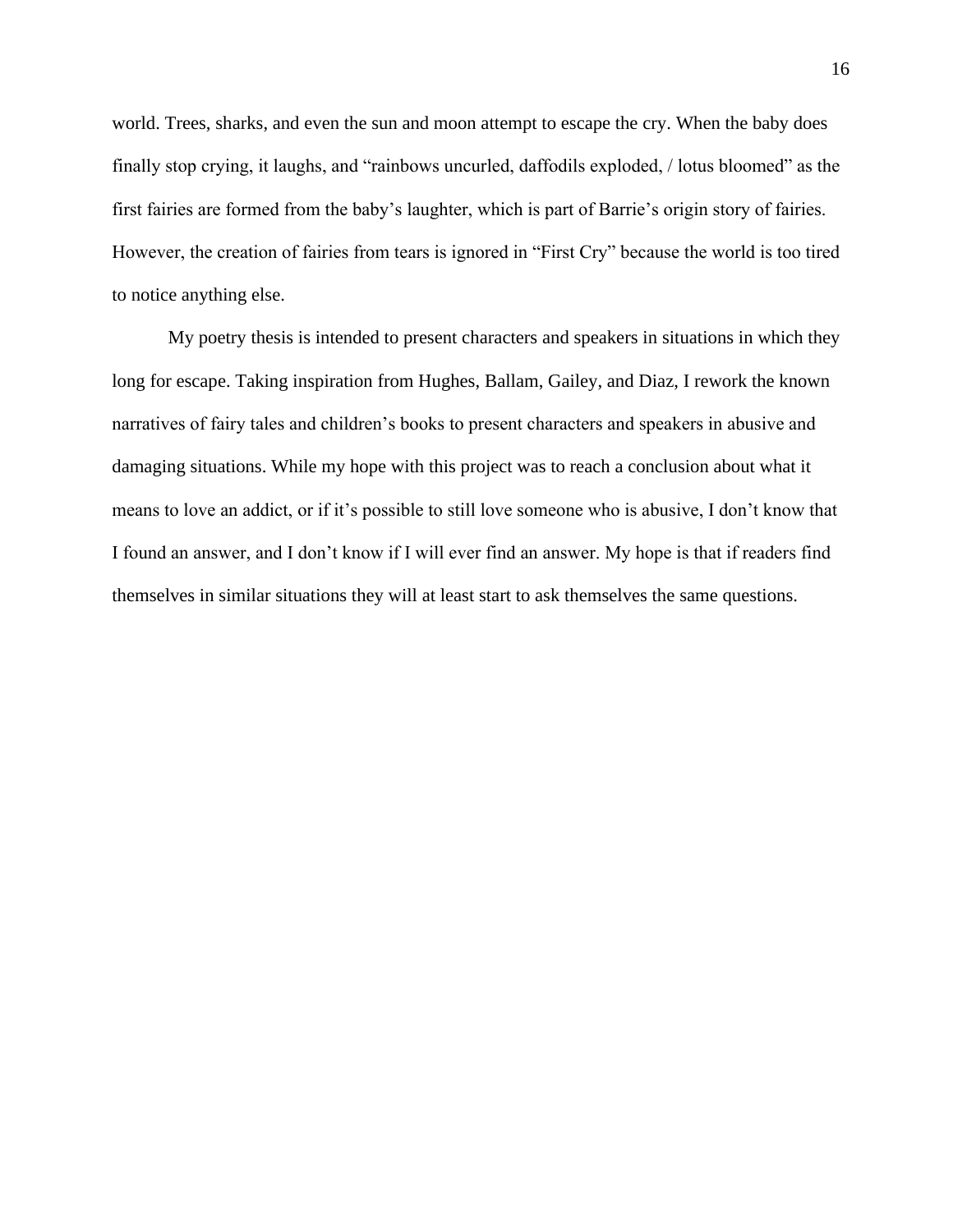world. Trees, sharks, and even the sun and moon attempt to escape the cry. When the baby does finally stop crying, it laughs, and "rainbows uncurled, daffodils exploded, / lotus bloomed" as the first fairies are formed from the baby's laughter, which is part of Barrie's origin story of fairies. However, the creation of fairies from tears is ignored in "First Cry" because the world is too tired to notice anything else.

My poetry thesis is intended to present characters and speakers in situations in which they long for escape. Taking inspiration from Hughes, Ballam, Gailey, and Diaz, I rework the known narratives of fairy tales and children's books to present characters and speakers in abusive and damaging situations. While my hope with this project was to reach a conclusion about what it means to love an addict, or if it's possible to still love someone who is abusive, I don't know that I found an answer, and I don't know if I will ever find an answer. My hope is that if readers find themselves in similar situations they will at least start to ask themselves the same questions.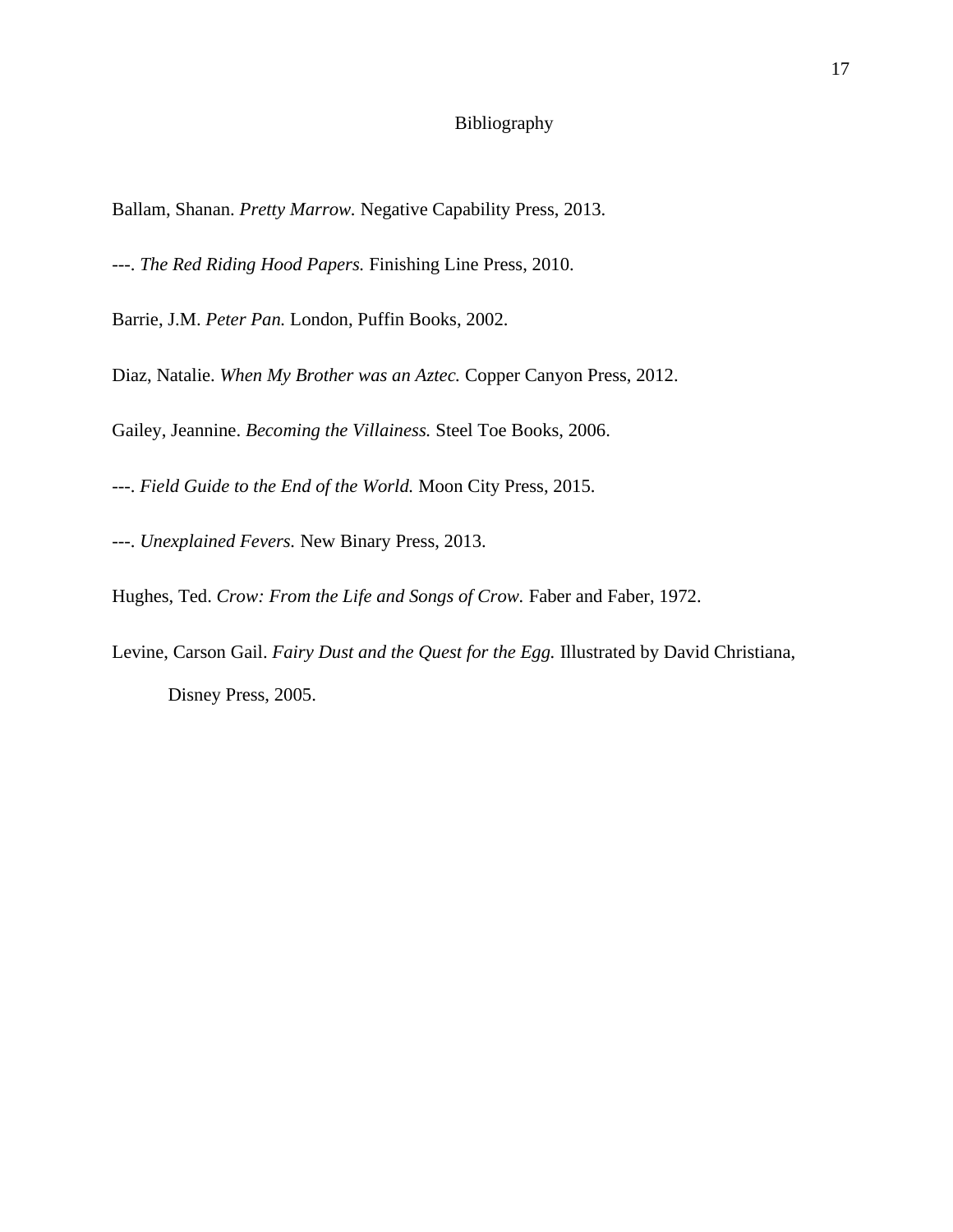# Bibliography

Ballam, Shanan. *Pretty Marrow.* Negative Capability Press, 2013.

---. *The Red Riding Hood Papers.* Finishing Line Press, 2010.

Barrie, J.M. *Peter Pan.* London, Puffin Books, 2002.

Diaz, Natalie. *When My Brother was an Aztec.* Copper Canyon Press, 2012.

Gailey, Jeannine. *Becoming the Villainess.* Steel Toe Books, 2006.

---. *Field Guide to the End of the World.* Moon City Press, 2015.

---. *Unexplained Fevers.* New Binary Press, 2013.

Hughes, Ted. *Crow: From the Life and Songs of Crow.* Faber and Faber, 1972.

Levine, Carson Gail. *Fairy Dust and the Quest for the Egg.* Illustrated by David Christiana, Disney Press, 2005.